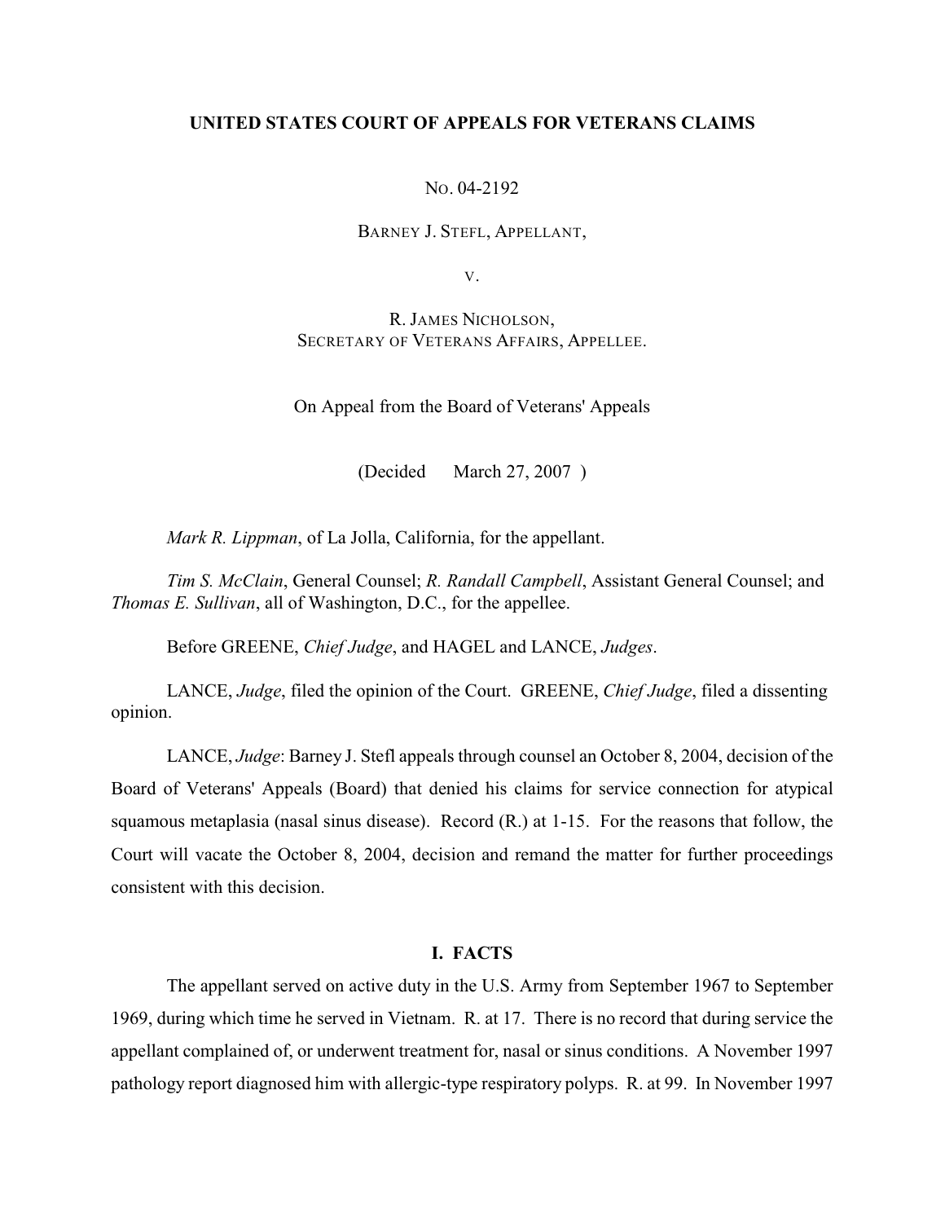**UNITED STATES COURT OF APPEALS FOR VETERANS CLAIMS**

NO. 04-2192

BARNEY J. STEFL, APPELLANT,

V.

R. JAMES NICHOLSON,
SECRETARY OF VETERANS AFFAIRS, APPELLEE.

On Appeal from the Board of Veterans' Appeals

(Decided March 27, 2007)

*Mark R. Lippman*, of La Jolla, California, for the appellant.

*Tim S. McClain*, General Counsel; *R. Randall Campbell*, Assistant General Counsel; and *Thomas E. Sullivan*, all of Washington, D.C., for the appellee.

Before GREENE, *Chief Judge*, and HAGEL and LANCE, *Judges*.

LANCE, *Judge*, filed the opinion of the Court. GREENE, *Chief Judge*, filed a dissenting opinion.

LANCE, *Judge*: Barney J. Stefl appeals through counsel an October 8, 2004, decision of the Board of Veterans' Appeals (Board) that denied his claims for service connection for atypical squamous metaplasia (nasal sinus disease). Record (R.) at 1-15. For the reasons that follow, the Court will vacate the October 8, 2004, decision and remand the matter for further proceedings consistent with this decision.

## I. FACTS

The appellant served on active duty in the U.S. Army from September 1967 to September 1969, during which time he served in Vietnam. R. at 17. There is no record that during service the appellant complained of, or underwent treatment for, nasal or sinus conditions. A November 1997 pathology report diagnosed him with allergic-type respiratory polyps. R. at 99. In November 1997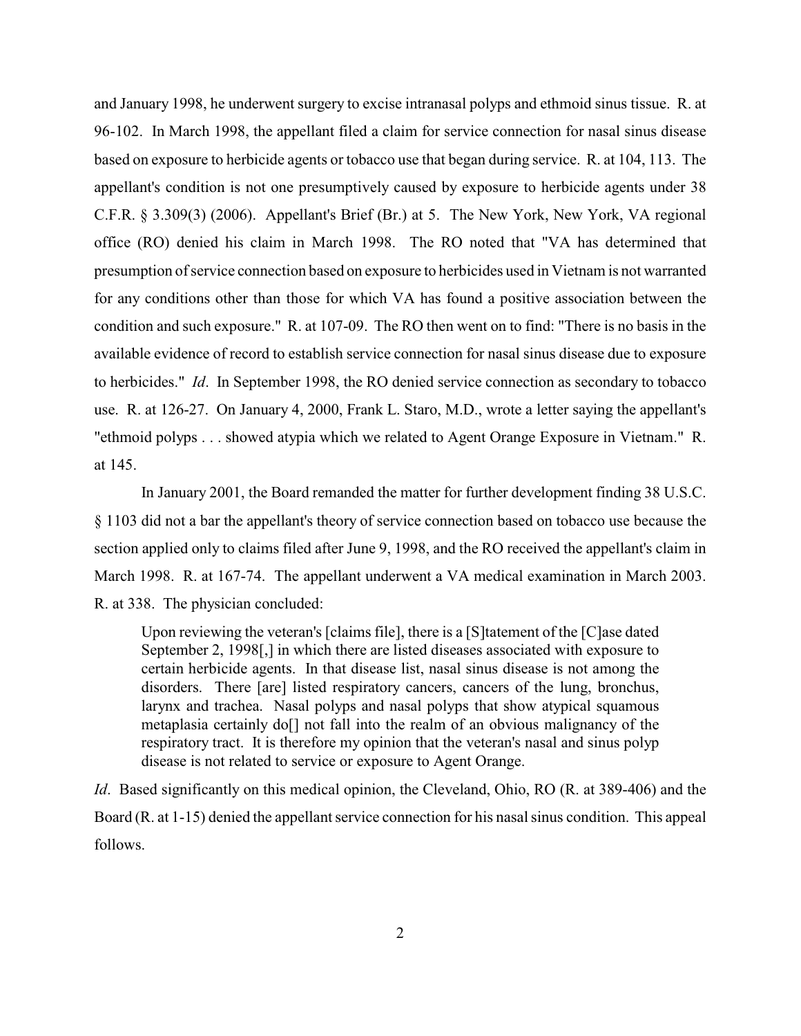and January 1998, he underwent surgery to excise intranasal polyps and ethmoid sinus tissue. R. at 96-102. In March 1998, the appellant filed a claim for service connection for nasal sinus disease based on exposure to herbicide agents or tobacco use that began during service. R. at 104, 113. The appellant's condition is not one presumptively caused by exposure to herbicide agents under 38 C.F.R. § 3.309(3) (2006). Appellant's Brief (Br.) at 5. The New York, New York, VA regional office (RO) denied his claim in March 1998. The RO noted that "VA has determined that presumption of service connection based on exposure to herbicides used in Vietnam is not warranted for any conditions other than those for which VA has found a positive association between the condition and such exposure." R. at 107-09. The RO then went on to find: "There is no basis in the available evidence of record to establish service connection for nasal sinus disease due to exposure to herbicides." *Id*. In September 1998, the RO denied service connection as secondary to tobacco use. R. at 126-27. On January 4, 2000, Frank L. Staro, M.D., wrote a letter saying the appellant's "ethmoid polyps . . . showed atypia which we related to Agent Orange Exposure in Vietnam." R. at 145.

In January 2001, the Board remanded the matter for further development finding 38 U.S.C. § 1103 did not a bar the appellant's theory of service connection based on tobacco use because the section applied only to claims filed after June 9, 1998, and the RO received the appellant's claim in March 1998. R. at 167-74. The appellant underwent a VA medical examination in March 2003. R. at 338. The physician concluded:

> Upon reviewing the veteran's [claims file], there is a [S]tatement of the [C]ase dated September 2, 1998[,] in which there are listed diseases associated with exposure to certain herbicide agents. In that disease list, nasal sinus disease is not among the disorders. There [are] listed respiratory cancers, cancers of the lung, bronchus, larynx and trachea. Nasal polyps and nasal polyps that show atypical squamous metaplasia certainly do[] not fall into the realm of an obvious malignancy of the respiratory tract. It is therefore my opinion that the veteran's nasal and sinus polyp disease is not related to service or exposure to Agent Orange.

*Id*. Based significantly on this medical opinion, the Cleveland, Ohio, RO (R. at 389-406) and the Board (R. at 1-15) denied the appellant service connection for his nasal sinus condition. This appeal follows.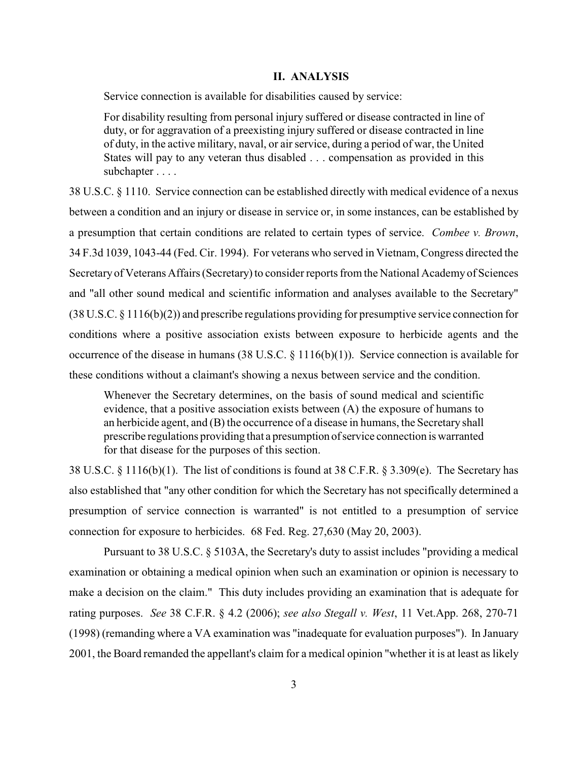## II. ANALYSIS

Service connection is available for disabilities caused by service:

> For disability resulting from personal injury suffered or disease contracted in line of duty, or for aggravation of a preexisting injury suffered or disease contracted in line of duty, in the active military, naval, or air service, during a period of war, the United States will pay to any veteran thus disabled . . . compensation as provided in this subchapter . . . .

38 U.S.C. § 1110. Service connection can be established directly with medical evidence of a nexus between a condition and an injury or disease in service or, in some instances, can be established by a presumption that certain conditions are related to certain types of service. *Combee v. Brown*, 34 F.3d 1039, 1043-44 (Fed. Cir. 1994). For veterans who served in Vietnam, Congress directed the Secretary of Veterans Affairs (Secretary) to consider reports from the National Academy of Sciences and "all other sound medical and scientific information and analyses available to the Secretary" (38 U.S.C. § 1116(b)(2)) and prescribe regulations providing for presumptive service connection for conditions where a positive association exists between exposure to herbicide agents and the occurrence of the disease in humans (38 U.S.C. § 1116(b)(1)). Service connection is available for these conditions without a claimant's showing a nexus between service and the condition.

> Whenever the Secretary determines, on the basis of sound medical and scientific evidence, that a positive association exists between (A) the exposure of humans to an herbicide agent, and (B) the occurrence of a disease in humans, the Secretary shall prescribe regulations providing that a presumption of service connection is warranted for that disease for the purposes of this section.

38 U.S.C. § 1116(b)(1). The list of conditions is found at 38 C.F.R. § 3.309(e). The Secretary has also established that "any other condition for which the Secretary has not specifically determined a presumption of service connection is warranted" is not entitled to a presumption of service connection for exposure to herbicides. 68 Fed. Reg. 27,630 (May 20, 2003).

Pursuant to 38 U.S.C. § 5103A, the Secretary's duty to assist includes "providing a medical examination or obtaining a medical opinion when such an examination or opinion is necessary to make a decision on the claim." This duty includes providing an examination that is adequate for rating purposes. *See* 38 C.F.R. § 4.2 (2006); *see also Stegall v. West*, 11 Vet.App. 268, 270-71 (1998) (remanding where a VA examination was "inadequate for evaluation purposes"). In January 2001, the Board remanded the appellant's claim for a medical opinion "whether it is at least as likely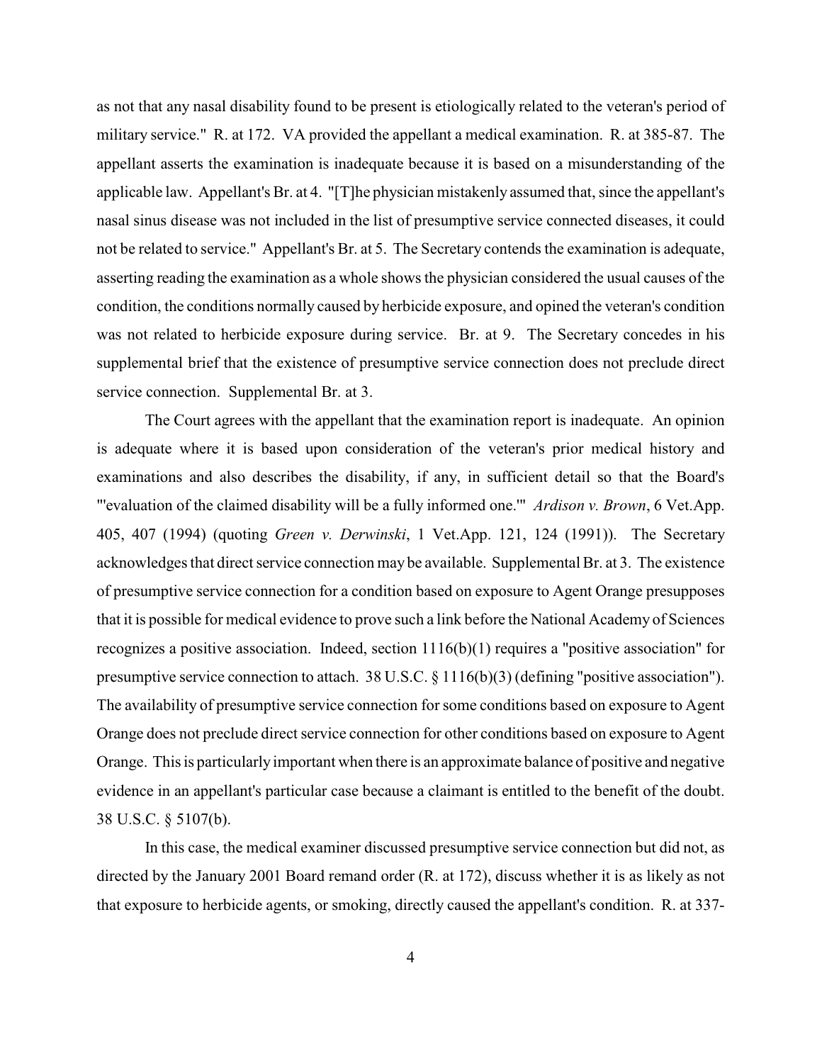as not that any nasal disability found to be present is etiologically related to the veteran's period of military service." R. at 172. VA provided the appellant a medical examination. R. at 385-87. The appellant asserts the examination is inadequate because it is based on a misunderstanding of the applicable law. Appellant's Br. at 4. "[T]he physician mistakenly assumed that, since the appellant's nasal sinus disease was not included in the list of presumptive service connected diseases, it could not be related to service." Appellant's Br. at 5. The Secretary contends the examination is adequate, asserting reading the examination as a whole shows the physician considered the usual causes of the condition, the conditions normally caused by herbicide exposure, and opined the veteran's condition was not related to herbicide exposure during service. Br. at 9. The Secretary concedes in his supplemental brief that the existence of presumptive service connection does not preclude direct service connection. Supplemental Br. at 3.

The Court agrees with the appellant that the examination report is inadequate. An opinion is adequate where it is based upon consideration of the veteran's prior medical history and examinations and also describes the disability, if any, in sufficient detail so that the Board's "'evaluation of the claimed disability will be a fully informed one.'" *Ardison v. Brown*, 6 Vet.App. 405, 407 (1994) (quoting *Green v. Derwinski*, 1 Vet.App. 121, 124 (1991)). The Secretary acknowledges that direct service connection may be available. Supplemental Br. at 3. The existence of presumptive service connection for a condition based on exposure to Agent Orange presupposes that it is possible for medical evidence to prove such a link before the National Academy of Sciences recognizes a positive association. Indeed, section 1116(b)(1) requires a "positive association" for presumptive service connection to attach. 38 U.S.C. § 1116(b)(3) (defining "positive association"). The availability of presumptive service connection for some conditions based on exposure to Agent Orange does not preclude direct service connection for other conditions based on exposure to Agent Orange. This is particularly important when there is an approximate balance of positive and negative evidence in an appellant's particular case because a claimant is entitled to the benefit of the doubt. 38 U.S.C. § 5107(b).

In this case, the medical examiner discussed presumptive service connection but did not, as directed by the January 2001 Board remand order (R. at 172), discuss whether it is as likely as not that exposure to herbicide agents, or smoking, directly caused the appellant's condition. R. at 337-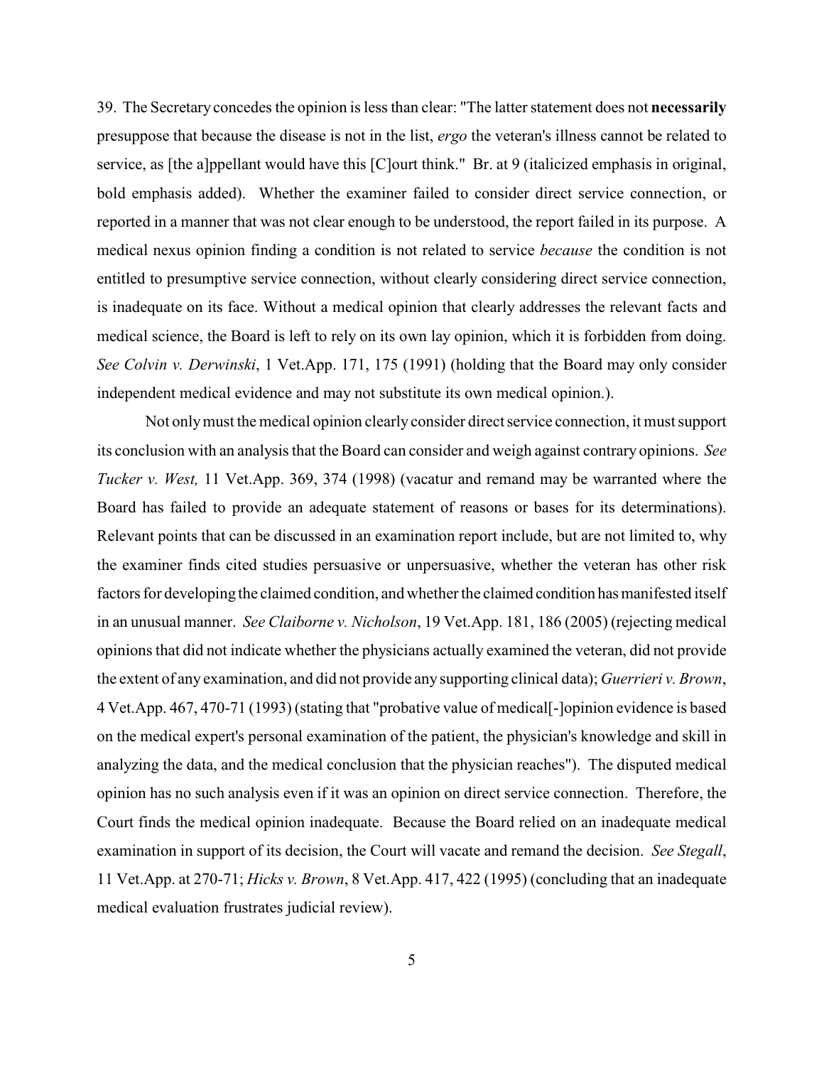39. The Secretary concedes the opinion is less than clear: "The latter statement does not **necessarily** presuppose that because the disease is not in the list, *ergo* the veteran's illness cannot be related to service, as [the a]ppellant would have this [C]ourt think." Br. at 9 (italicized emphasis in original, bold emphasis added). Whether the examiner failed to consider direct service connection, or reported in a manner that was not clear enough to be understood, the report failed in its purpose. A medical nexus opinion finding a condition is not related to service *because* the condition is not entitled to presumptive service connection, without clearly considering direct service connection, is inadequate on its face. Without a medical opinion that clearly addresses the relevant facts and medical science, the Board is left to rely on its own lay opinion, which it is forbidden from doing. *See Colvin v. Derwinski*, 1 Vet.App. 171, 175 (1991) (holding that the Board may only consider independent medical evidence and may not substitute its own medical opinion.).

Not only must the medical opinion clearly consider direct service connection, it must support its conclusion with an analysis that the Board can consider and weigh against contrary opinions. *See Tucker v. West,* 11 Vet.App. 369, 374 (1998) (vacatur and remand may be warranted where the Board has failed to provide an adequate statement of reasons or bases for its determinations). Relevant points that can be discussed in an examination report include, but are not limited to, why the examiner finds cited studies persuasive or unpersuasive, whether the veteran has other risk factors for developing the claimed condition, and whether the claimed condition has manifested itself in an unusual manner. *See Claiborne v. Nicholson*, 19 Vet.App. 181, 186 (2005) (rejecting medical opinions that did not indicate whether the physicians actually examined the veteran, did not provide the extent of any examination, and did not provide any supporting clinical data); *Guerrieri v. Brown*, 4 Vet.App. 467, 470-71 (1993) (stating that "probative value of medical[-]opinion evidence is based on the medical expert's personal examination of the patient, the physician's knowledge and skill in analyzing the data, and the medical conclusion that the physician reaches"). The disputed medical opinion has no such analysis even if it was an opinion on direct service connection. Therefore, the Court finds the medical opinion inadequate. Because the Board relied on an inadequate medical examination in support of its decision, the Court will vacate and remand the decision. *See Stegall*, 11 Vet.App. at 270-71; *Hicks v. Brown*, 8 Vet.App. 417, 422 (1995) (concluding that an inadequate medical evaluation frustrates judicial review).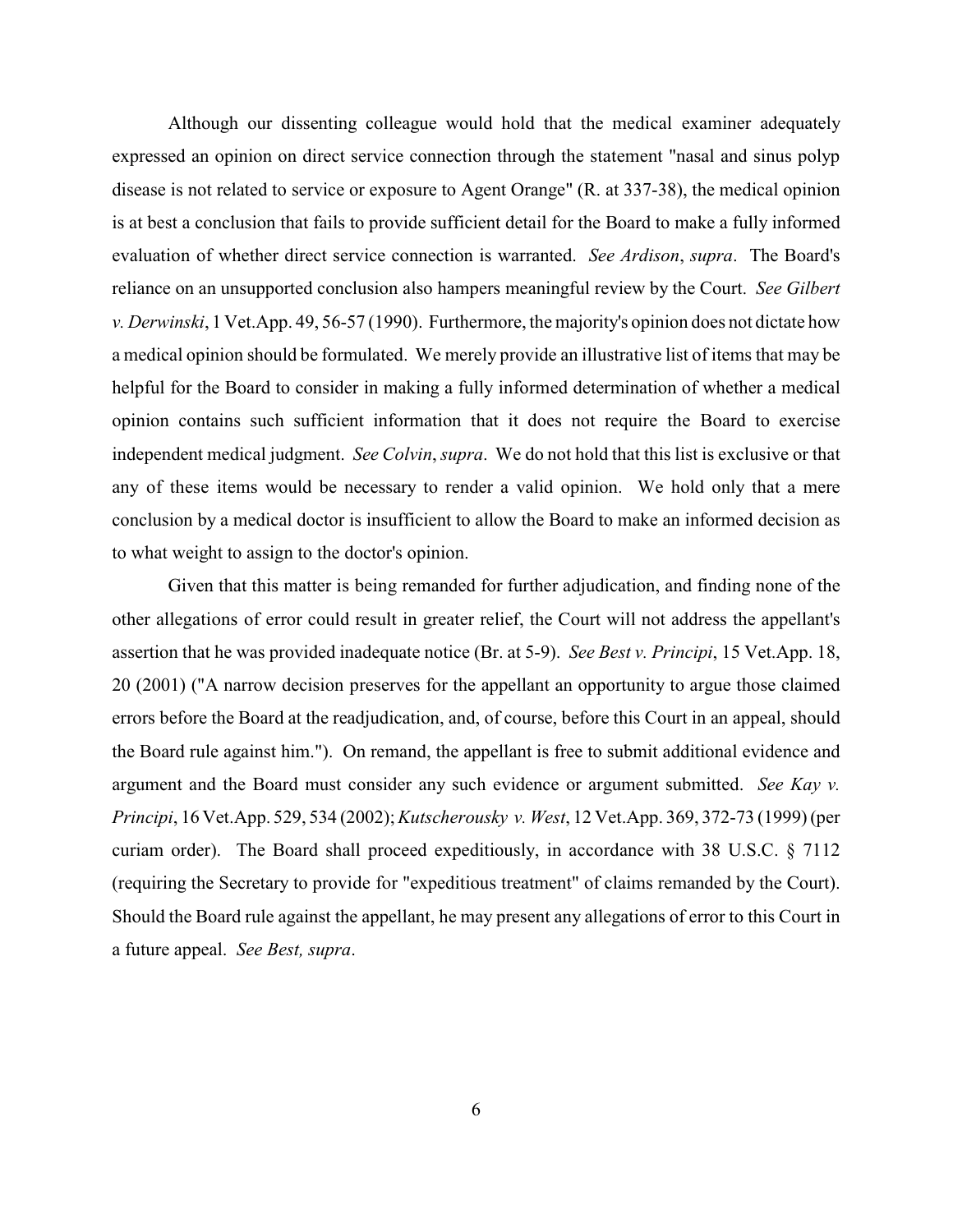Although our dissenting colleague would hold that the medical examiner adequately expressed an opinion on direct service connection through the statement "nasal and sinus polyp disease is not related to service or exposure to Agent Orange" (R. at 337-38), the medical opinion is at best a conclusion that fails to provide sufficient detail for the Board to make a fully informed evaluation of whether direct service connection is warranted. *See Ardison*, *supra*. The Board's reliance on an unsupported conclusion also hampers meaningful review by the Court. *See Gilbert v. Derwinski*, 1 Vet.App. 49, 56-57 (1990). Furthermore, the majority's opinion does not dictate how a medical opinion should be formulated. We merely provide an illustrative list of items that may be helpful for the Board to consider in making a fully informed determination of whether a medical opinion contains such sufficient information that it does not require the Board to exercise independent medical judgment. *See Colvin*, *supra*. We do not hold that this list is exclusive or that any of these items would be necessary to render a valid opinion. We hold only that a mere conclusion by a medical doctor is insufficient to allow the Board to make an informed decision as to what weight to assign to the doctor's opinion.

Given that this matter is being remanded for further adjudication, and finding none of the other allegations of error could result in greater relief, the Court will not address the appellant's assertion that he was provided inadequate notice (Br. at 5-9). *See Best v. Principi*, 15 Vet.App. 18, 20 (2001) ("A narrow decision preserves for the appellant an opportunity to argue those claimed errors before the Board at the readjudication, and, of course, before this Court in an appeal, should the Board rule against him."). On remand, the appellant is free to submit additional evidence and argument and the Board must consider any such evidence or argument submitted. *See Kay v. Principi*, 16 Vet.App. 529, 534 (2002); *Kutscherousky v. West*, 12 Vet.App. 369, 372-73 (1999) (per curiam order). The Board shall proceed expeditiously, in accordance with 38 U.S.C. § 7112 (requiring the Secretary to provide for "expeditious treatment" of claims remanded by the Court). Should the Board rule against the appellant, he may present any allegations of error to this Court in a future appeal. *See Best, supra*.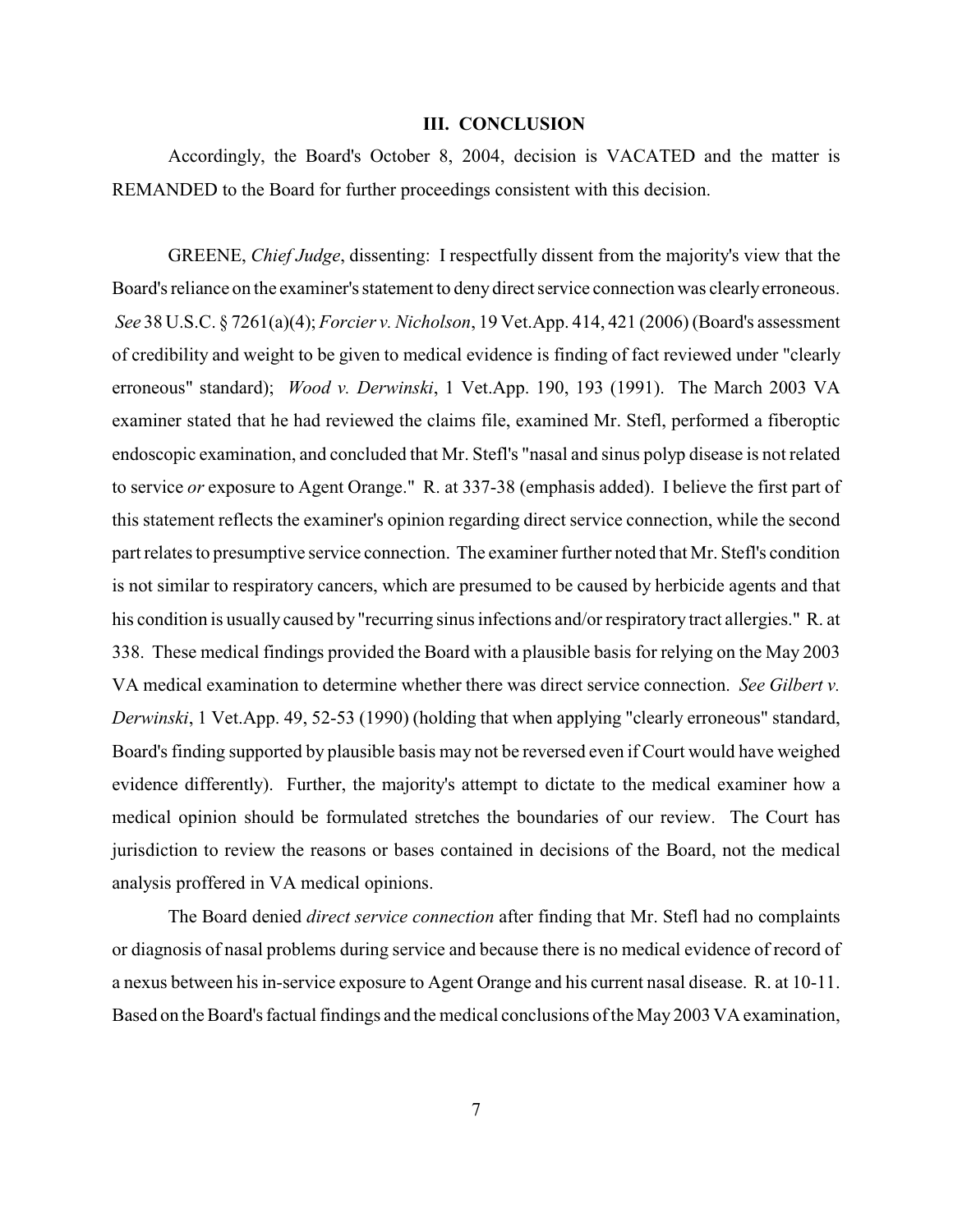### III. CONCLUSION

Accordingly, the Board's October 8, 2004, decision is VACATED and the matter is REMANDED to the Board for further proceedings consistent with this decision.

GREENE, *Chief Judge*, dissenting: I respectfully dissent from the majority's view that the Board's reliance on the examiner's statement to deny direct service connection was clearly erroneous. *See* 38 U.S.C. § 7261(a)(4); *Forcier v. Nicholson*, 19 Vet.App. 414, 421 (2006) (Board's assessment of credibility and weight to be given to medical evidence is finding of fact reviewed under "clearly erroneous" standard); *Wood v. Derwinski*, 1 Vet.App. 190, 193 (1991). The March 2003 VA examiner stated that he had reviewed the claims file, examined Mr. Stefl, performed a fiberoptic endoscopic examination, and concluded that Mr. Stefl's "nasal and sinus polyp disease is not related to service *or* exposure to Agent Orange." R. at 337-38 (emphasis added). I believe the first part of this statement reflects the examiner's opinion regarding direct service connection, while the second part relates to presumptive service connection. The examiner further noted that Mr. Stefl's condition is not similar to respiratory cancers, which are presumed to be caused by herbicide agents and that his condition is usually caused by "recurring sinus infections and/or respiratory tract allergies." R. at 338. These medical findings provided the Board with a plausible basis for relying on the May 2003 VA medical examination to determine whether there was direct service connection. *See Gilbert v. Derwinski*, 1 Vet.App. 49, 52-53 (1990) (holding that when applying "clearly erroneous" standard, Board's finding supported by plausible basis may not be reversed even if Court would have weighed evidence differently). Further, the majority's attempt to dictate to the medical examiner how a medical opinion should be formulated stretches the boundaries of our review. The Court has jurisdiction to review the reasons or bases contained in decisions of the Board, not the medical analysis proffered in VA medical opinions.

The Board denied *direct service connection* after finding that Mr. Stefl had no complaints or diagnosis of nasal problems during service and because there is no medical evidence of record of a nexus between his in-service exposure to Agent Orange and his current nasal disease. R. at 10-11. Based on the Board's factual findings and the medical conclusions of the May 2003 VA examination,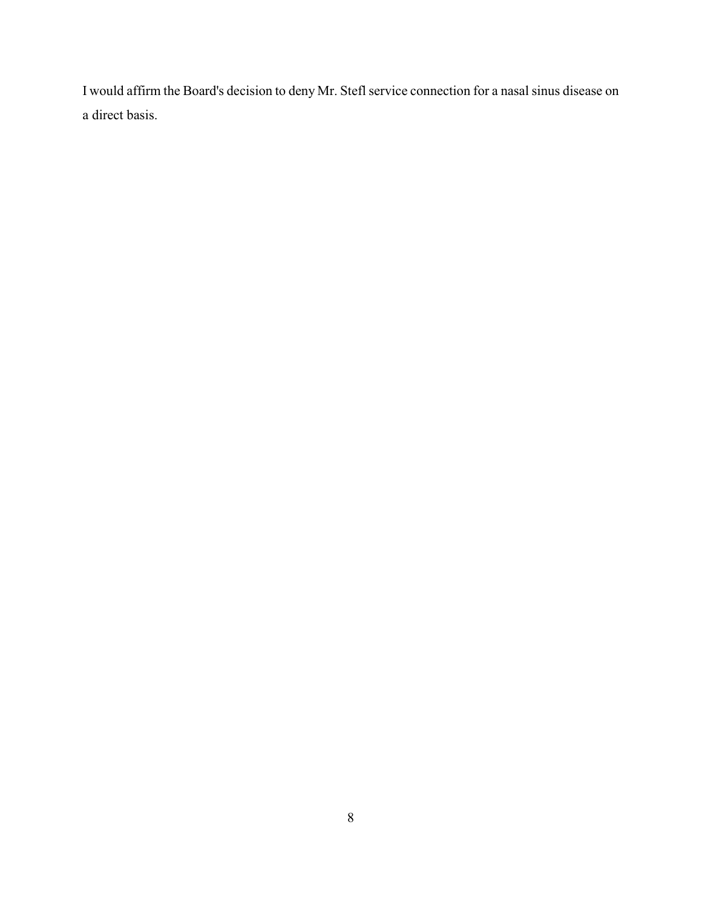I would affirm the Board's decision to deny Mr. Stefl service connection for a nasal sinus disease on a direct basis.